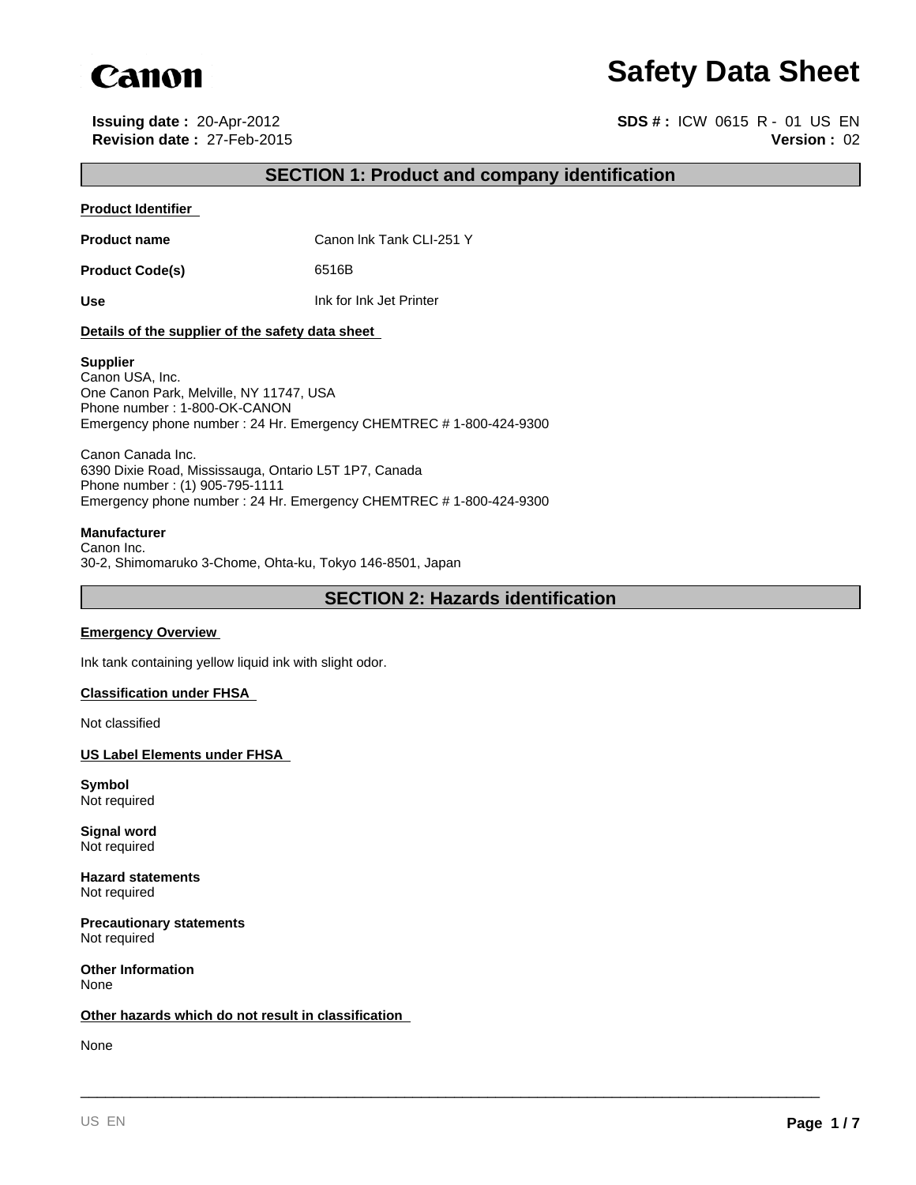**Canon**

# Safety Data Sheet

**Issuing date :** 20-Apr-2012
**Revision date :** 27-Feb-2015

**SDS # :** ICW 0615 R - 01 US EN
**Version :** 02

## SECTION 1: Product and company identification

**Product Identifier**

| | |
|---|---|
| **Product name** | Canon lnk Tank CLI-251 Y |
| **Product Code(s)** | 6516B |
| **Use** | Ink for Ink Jet Printer |

**Details of the supplier of the safety data sheet**

**Supplier**
Canon USA, Inc.
One Canon Park, Melville, NY 11747, USA
Phone number : 1-800-OK-CANON
Emergency phone number : 24 Hr. Emergency CHEMTREC # 1-800-424-9300

Canon Canada Inc.
6390 Dixie Road, Mississauga, Ontario L5T 1P7, Canada
Phone number : (1) 905-795-1111
Emergency phone number : 24 Hr. Emergency CHEMTREC # 1-800-424-9300

**Manufacturer**
Canon Inc.
30-2, Shimomaruko 3-Chome, Ohta-ku, Tokyo 146-8501, Japan

## SECTION 2: Hazards identification

**Emergency Overview**

Ink tank containing yellow liquid ink with slight odor.

**Classification under FHSA**

Not classified

**US Label Elements under FHSA**

**Symbol**
Not required

**Signal word**
Not required

**Hazard statements**
Not required

**Precautionary statements**
Not required

**Other Information**
None

**Other hazards which do not result in classification**

None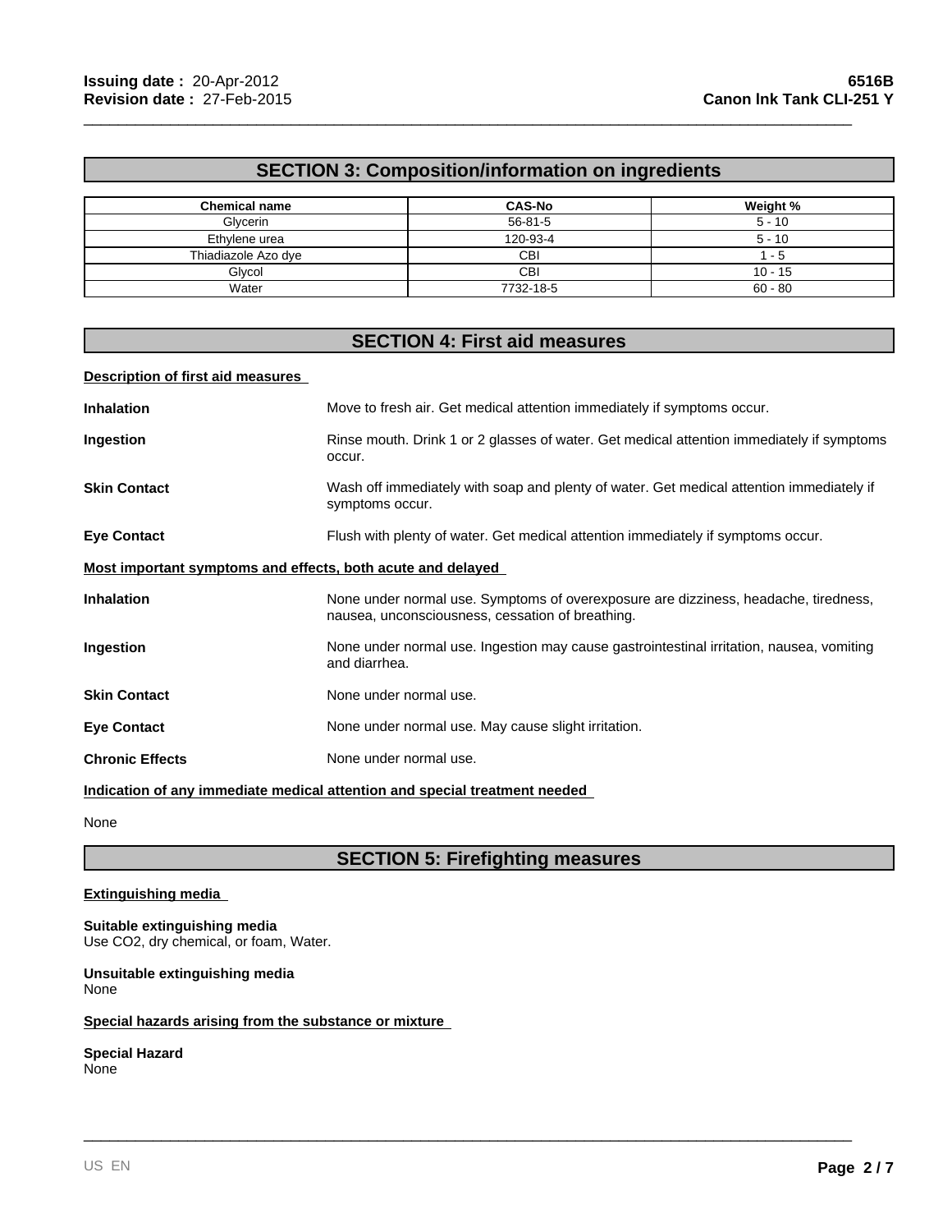## SECTION 3: Composition/information on ingredients

| Chemical name | CAS-No | Weight % |
|---|---|---|
| Glycerin | 56-81-5 | 5 - 10 |
| Ethylene urea | 120-93-4 | 5 - 10 |
| Thiadiazole Azo dye | CBI | 1 - 5 |
| Glycol | CBI | 10 - 15 |
| Water | 7732-18-5 | 60 - 80 |

## SECTION 4: First aid measures

**Description of first aid measures**

**Inhalation** Move to fresh air. Get medical attention immediately if symptoms occur.

**Ingestion** Rinse mouth. Drink 1 or 2 glasses of water. Get medical attention immediately if symptoms occur.

**Skin Contact** Wash off immediately with soap and plenty of water. Get medical attention immediately if symptoms occur.

**Eye Contact** Flush with plenty of water. Get medical attention immediately if symptoms occur.

**Most important symptoms and effects, both acute and delayed**

**Inhalation** None under normal use. Symptoms of overexposure are dizziness, headache, tiredness, nausea, unconsciousness, cessation of breathing.

**Ingestion** None under normal use. Ingestion may cause gastrointestinal irritation, nausea, vomiting and diarrhea.

**Skin Contact** None under normal use.

**Eye Contact** None under normal use. May cause slight irritation.

**Chronic Effects** None under normal use.

**Indication of any immediate medical attention and special treatment needed**

None

## SECTION 5: Firefighting measures

**Extinguishing media**

**Suitable extinguishing media**
Use CO2, dry chemical, or foam, Water.

**Unsuitable extinguishing media**
None

**Special hazards arising from the substance or mixture**

**Special Hazard**
None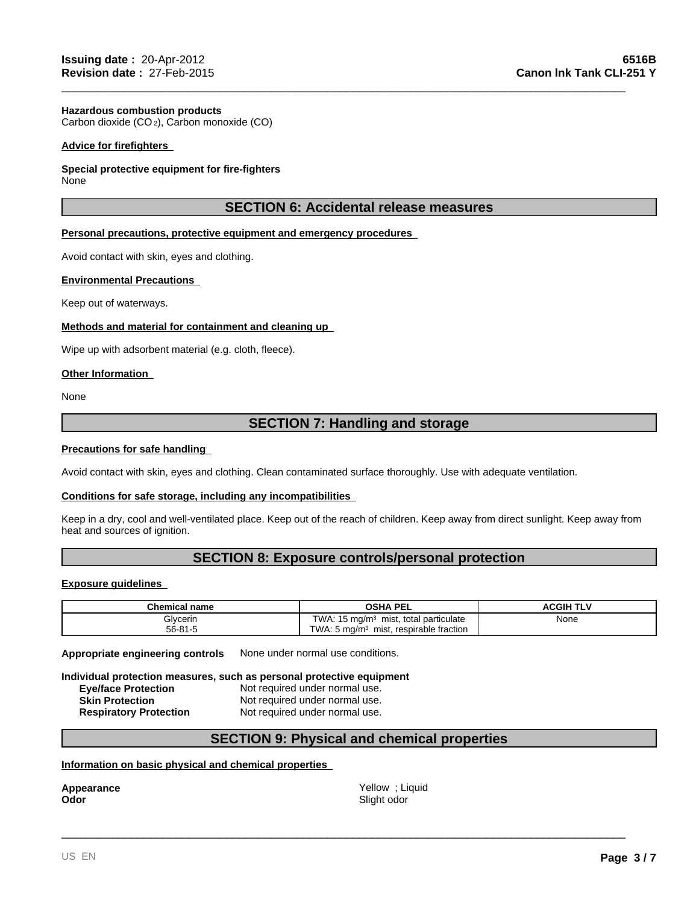**Hazardous combustion products**
Carbon dioxide ($CO_2$), Carbon monoxide (CO)

**Advice for firefighters**

**Special protective equipment for fire-fighters**
None

## SECTION 6: Accidental release measures

**Personal precautions, protective equipment and emergency procedures**

Avoid contact with skin, eyes and clothing.

**Environmental Precautions**

Keep out of waterways.

**Methods and material for containment and cleaning up**

Wipe up with adsorbent material (e.g. cloth, fleece).

**Other Information**

None

## SECTION 7: Handling and storage

**Precautions for safe handling**

Avoid contact with skin, eyes and clothing. Clean contaminated surface thoroughly. Use with adequate ventilation.

**Conditions for safe storage, including any incompatibilities**

Keep in a dry, cool and well-ventilated place. Keep out of the reach of children. Keep away from direct sunlight. Keep away from heat and sources of ignition.

## SECTION 8: Exposure controls/personal protection

**Exposure guidelines**

| Chemical name | OSHA PEL | ACGIH TLV |
|---|---|---|
| Glycerin<br>56-81-5 | TWA: 15 mg/m$^3$ mist, total particulate<br>TWA: 5 mg/m$^3$ mist, respirable fraction | None |

**Appropriate engineering controls** None under normal use conditions.

**Individual protection measures, such as personal protective equipment**

- **Eye/face Protection** Not required under normal use.
- **Skin Protection** Not required under normal use.
- **Respiratory Protection** Not required under normal use.

## SECTION 9: Physical and chemical properties

**Information on basic physical and chemical properties**

**Appearance** Yellow ; Liquid
**Odor** Slight odor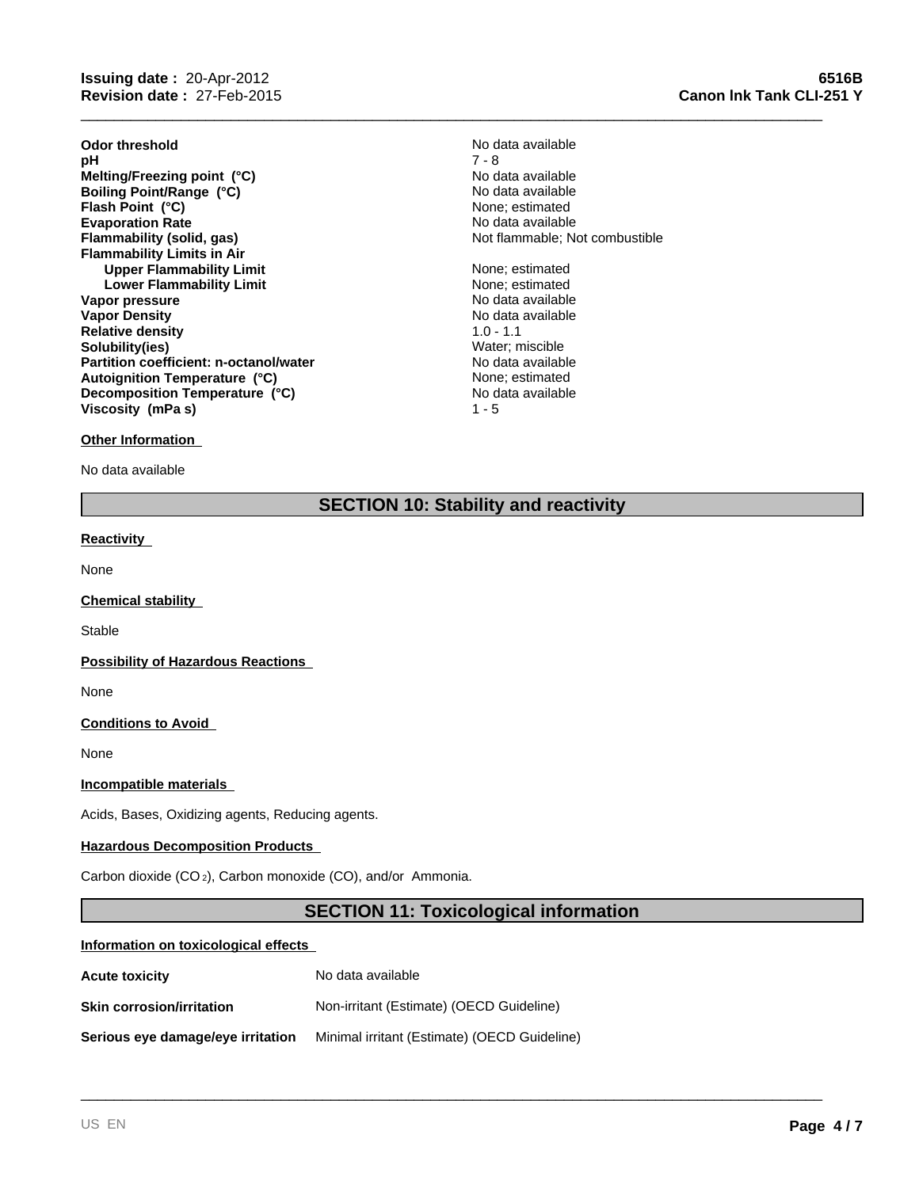| | |
|---|---|
| **Odor threshold** | No data available |
| **pH** | 7 - 8 |
| **Melting/Freezing point (°C)** | No data available |
| **Boiling Point/Range (°C)** | No data available |
| **Flash Point (°C)** | None; estimated |
| **Evaporation Rate** | No data available |
| **Flammability (solid, gas)** | Not flammable; Not combustible |
| **Flammability Limits in Air** | |
| **Upper Flammability Limit** | None; estimated |
| **Lower Flammability Limit** | None; estimated |
| **Vapor pressure** | No data available |
| **Vapor Density** | No data available |
| **Relative density** | 1.0 - 1.1 |
| **Solubility(ies)** | Water; miscible |
| **Partition coefficient: n-octanol/water** | No data available |
| **Autoignition Temperature (°C)** | None; estimated |
| **Decomposition Temperature (°C)** | No data available |
| **Viscosity (mPa s)** | 1 - 5 |

**Other Information**

No data available

## SECTION 10: Stability and reactivity

**Reactivity**

None

**Chemical stability**

Stable

**Possibility of Hazardous Reactions**

None

**Conditions to Avoid**

None

**Incompatible materials**

Acids, Bases, Oxidizing agents, Reducing agents.

**Hazardous Decomposition Products**

Carbon dioxide ($CO_2$), Carbon monoxide (CO), and/or Ammonia.

## SECTION 11: Toxicological information

**Information on toxicological effects**

| | |
|---|---|
| **Acute toxicity** | No data available |
| **Skin corrosion/irritation** | Non-irritant (Estimate) (OECD Guideline) |
| **Serious eye damage/eye irritation** | Minimal irritant (Estimate) (OECD Guideline) |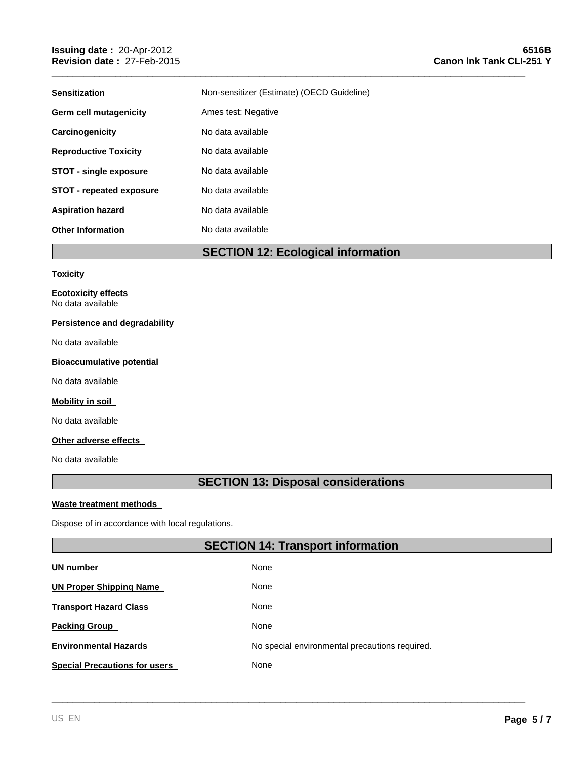| | |
|---|---|
| **Sensitization** | Non-sensitizer (Estimate) (OECD Guideline) |
| **Germ cell mutagenicity** | Ames test: Negative |
| **Carcinogenicity** | No data available |
| **Reproductive Toxicity** | No data available |
| **STOT - single exposure** | No data available |
| **STOT - repeated exposure** | No data available |
| **Aspiration hazard** | No data available |
| **Other Information** | No data available |

## SECTION 12: Ecological information

### Toxicity

**Ecotoxicity effects**
No data available

### Persistence and degradability

No data available

### Bioaccumulative potential

No data available

### Mobility in soil

No data available

### Other adverse effects

No data available

## SECTION 13: Disposal considerations

### Waste treatment methods

Dispose of in accordance with local regulations.

## SECTION 14: Transport information

| | |
|---|---|
| **UN number** | None |
| **UN Proper Shipping Name** | None |
| **Transport Hazard Class** | None |
| **Packing Group** | None |
| **Environmental Hazards** | No special environmental precautions required. |
| **Special Precautions for users** | None |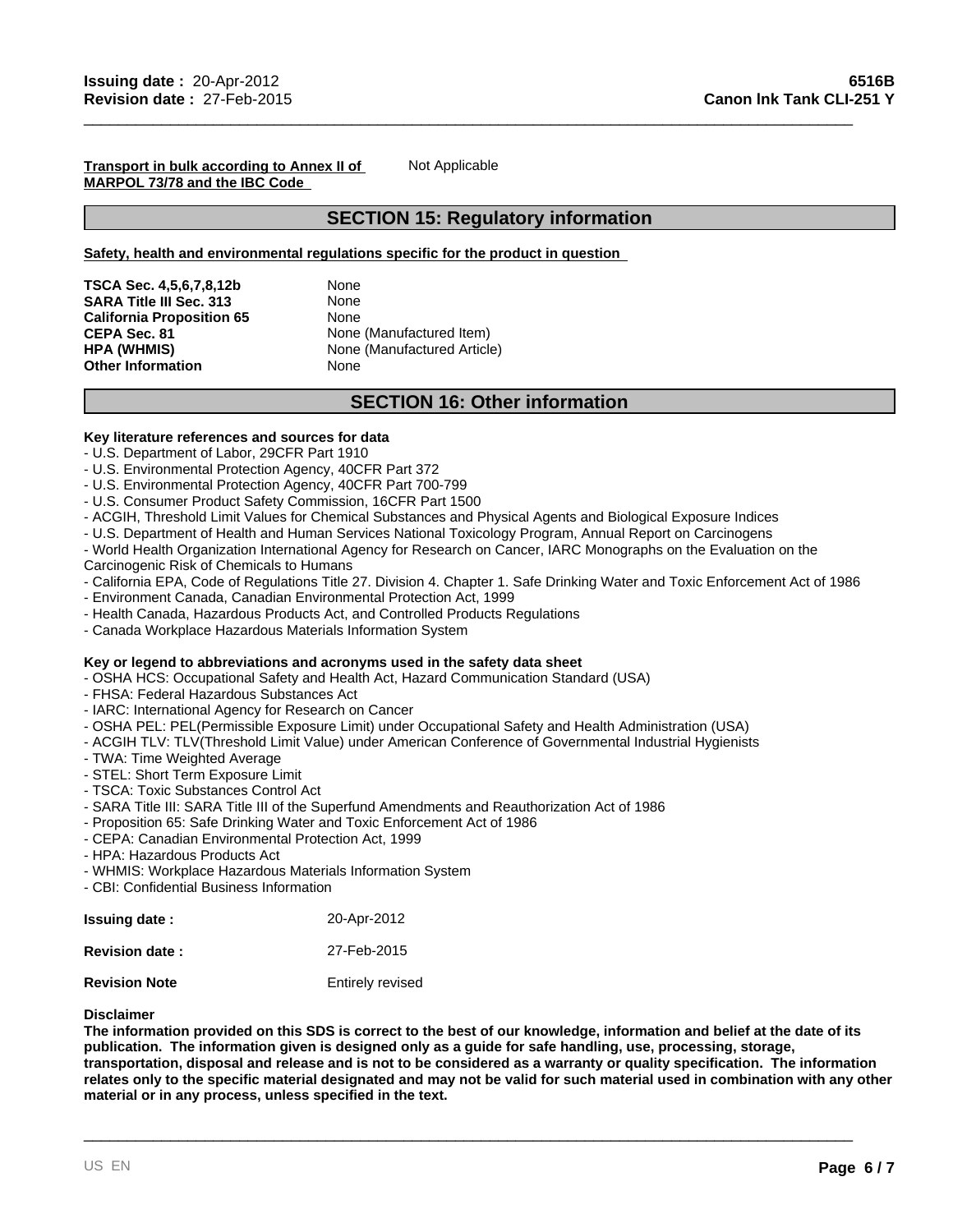**Transport in bulk according to Annex II of MARPOL 73/78 and the IBC Code**  Not Applicable

## SECTION 15: Regulatory information

**Safety, health and environmental regulations specific for the product in question**

| | |
|---|---|
| **TSCA Sec. 4,5,6,7,8,12b** | None |
| **SARA Title III Sec. 313** | None |
| **California Proposition 65** | None |
| **CEPA Sec. 81** | None (Manufactured Item) |
| **HPA (WHMIS)** | None (Manufactured Article) |
| **Other Information** | None |

## SECTION 16: Other information

**Key literature references and sources for data**

- U.S. Department of Labor, 29CFR Part 1910
- U.S. Environmental Protection Agency, 40CFR Part 372
- U.S. Environmental Protection Agency, 40CFR Part 700-799
- U.S. Consumer Product Safety Commission, 16CFR Part 1500
- ACGIH, Threshold Limit Values for Chemical Substances and Physical Agents and Biological Exposure Indices
- U.S. Department of Health and Human Services National Toxicology Program, Annual Report on Carcinogens
- World Health Organization International Agency for Research on Cancer, IARC Monographs on the Evaluation on the Carcinogenic Risk of Chemicals to Humans
- California EPA, Code of Regulations Title 27. Division 4. Chapter 1. Safe Drinking Water and Toxic Enforcement Act of 1986
- Environment Canada, Canadian Environmental Protection Act, 1999
- Health Canada, Hazardous Products Act, and Controlled Products Regulations
- Canada Workplace Hazardous Materials Information System

**Key or legend to abbreviations and acronyms used in the safety data sheet**

- OSHA HCS: Occupational Safety and Health Act, Hazard Communication Standard (USA)
- FHSA: Federal Hazardous Substances Act
- IARC: International Agency for Research on Cancer
- OSHA PEL: PEL(Permissible Exposure Limit) under Occupational Safety and Health Administration (USA)
- ACGIH TLV: TLV(Threshold Limit Value) under American Conference of Governmental Industrial Hygienists
- TWA: Time Weighted Average
- STEL: Short Term Exposure Limit
- TSCA: Toxic Substances Control Act
- SARA Title III: SARA Title III of the Superfund Amendments and Reauthorization Act of 1986
- Proposition 65: Safe Drinking Water and Toxic Enforcement Act of 1986
- CEPA: Canadian Environmental Protection Act, 1999
- HPA: Hazardous Products Act
- WHMIS: Workplace Hazardous Materials Information System
- CBI: Confidential Business Information

| | |
|---|---|
| **Issuing date :** | 20-Apr-2012 |
| **Revision date :** | 27-Feb-2015 |
| **Revision Note** | Entirely revised |

**Disclaimer**

**The information provided on this SDS is correct to the best of our knowledge, information and belief at the date of its publication. The information given is designed only as a guide for safe handling, use, processing, storage, transportation, disposal and release and is not to be considered as a warranty or quality specification. The information relates only to the specific material designated and may not be valid for such material used in combination with any other material or in any process, unless specified in the text.**